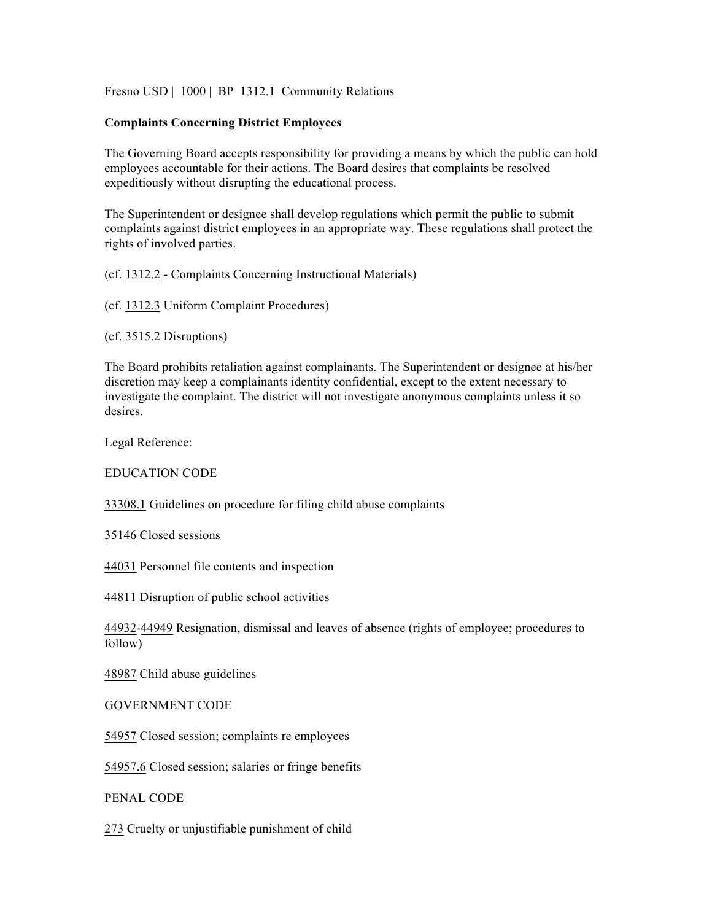Fresno USD | 1000 | BP 1312.1 Community Relations

**Complaints Concerning District Employees**

The Governing Board accepts responsibility for providing a means by which the public can hold employees accountable for their actions. The Board desires that complaints be resolved expeditiously without disrupting the educational process.

The Superintendent or designee shall develop regulations which permit the public to submit complaints against district employees in an appropriate way. These regulations shall protect the rights of involved parties.

(cf. 1312.2 - Complaints Concerning Instructional Materials)

(cf. 1312.3 Uniform Complaint Procedures)

(cf. 3515.2 Disruptions)

The Board prohibits retaliation against complainants. The Superintendent or designee at his/her discretion may keep a complainants identity confidential, except to the extent necessary to investigate the complaint. The district will not investigate anonymous complaints unless it so desires.

Legal Reference:

EDUCATION CODE

33308.1 Guidelines on procedure for filing child abuse complaints

35146 Closed sessions

44031 Personnel file contents and inspection

44811 Disruption of public school activities

44932-44949 Resignation, dismissal and leaves of absence (rights of employee; procedures to follow)

48987 Child abuse guidelines

GOVERNMENT CODE

54957 Closed session; complaints re employees

54957.6 Closed session; salaries or fringe benefits

PENAL CODE

273 Cruelty or unjustifiable punishment of child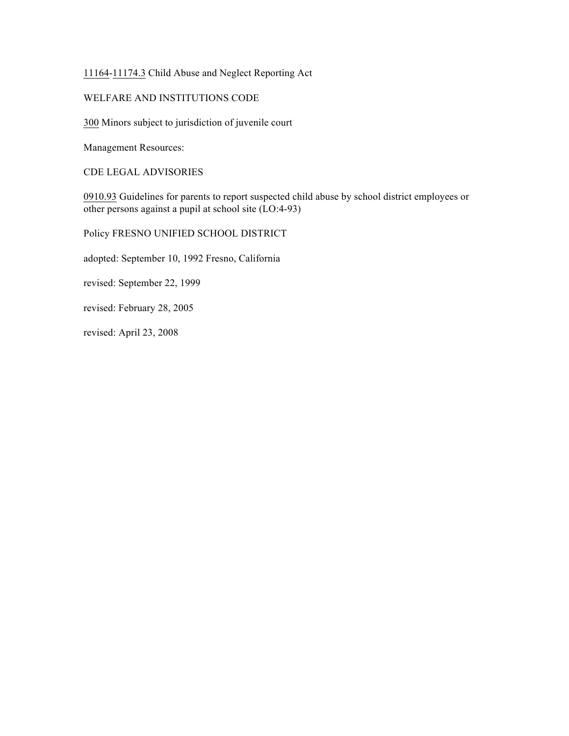11164-11174.3 Child Abuse and Neglect Reporting Act

WELFARE AND INSTITUTIONS CODE

300 Minors subject to jurisdiction of juvenile court

Management Resources:

CDE LEGAL ADVISORIES

0910.93 Guidelines for parents to report suspected child abuse by school district employees or other persons against a pupil at school site (LO:4-93)

Policy FRESNO UNIFIED SCHOOL DISTRICT

adopted: September 10, 1992 Fresno, California

revised: September 22, 1999

revised: February 28, 2005

revised: April 23, 2008